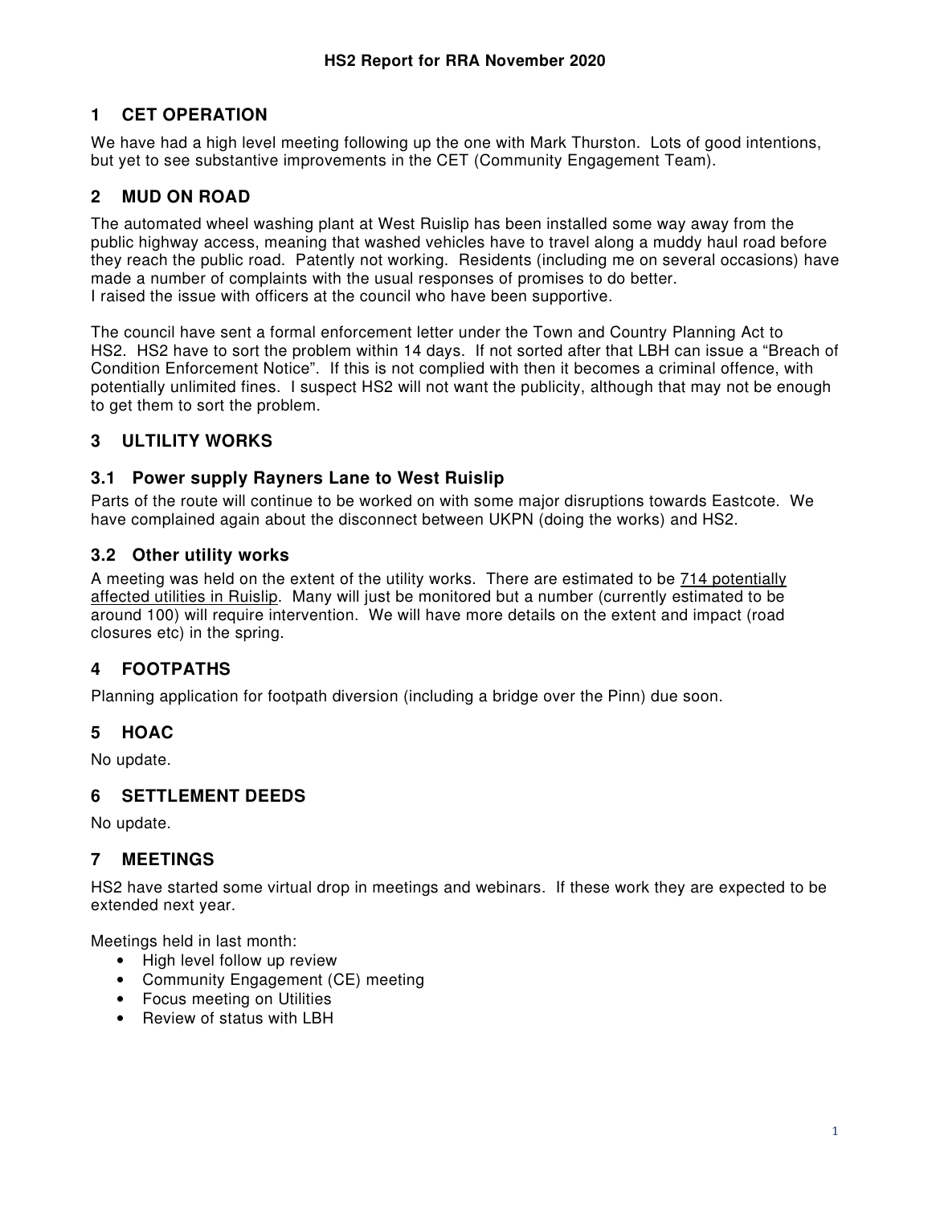# HS2 Report for RRA November 2020

## 1 CET OPERATION

We have had a high level meeting following up the one with Mark Thurston. Lots of good intentions, but yet to see substantive improvements in the CET (Community Engagement Team).

## 2 MUD ON ROAD

The automated wheel washing plant at West Ruislip has been installed some way away from the public highway access, meaning that washed vehicles have to travel along a muddy haul road before they reach the public road. Patently not working. Residents (including me on several occasions) have made a number of complaints with the usual responses of promises to do better.
I raised the issue with officers at the council who have been supportive.

The council have sent a formal enforcement letter under the Town and Country Planning Act to HS2. HS2 have to sort the problem within 14 days. If not sorted after that LBH can issue a "Breach of Condition Enforcement Notice". If this is not complied with then it becomes a criminal offence, with potentially unlimited fines. I suspect HS2 will not want the publicity, although that may not be enough to get them to sort the problem.

## 3 ULTILITY WORKS

### 3.1 Power supply Rayners Lane to West Ruislip

Parts of the route will continue to be worked on with some major disruptions towards Eastcote. We have complained again about the disconnect between UKPN (doing the works) and HS2.

### 3.2 Other utility works

A meeting was held on the extent of the utility works. There are estimated to be 714 potentially affected utilities in Ruislip. Many will just be monitored but a number (currently estimated to be around 100) will require intervention. We will have more details on the extent and impact (road closures etc) in the spring.

## 4 FOOTPATHS

Planning application for footpath diversion (including a bridge over the Pinn) due soon.

## 5 HOAC

No update.

## 6 SETTLEMENT DEEDS

No update.

## 7 MEETINGS

HS2 have started some virtual drop in meetings and webinars. If these work they are expected to be extended next year.

Meetings held in last month:

- High level follow up review
- Community Engagement (CE) meeting
- Focus meeting on Utilities
- Review of status with LBH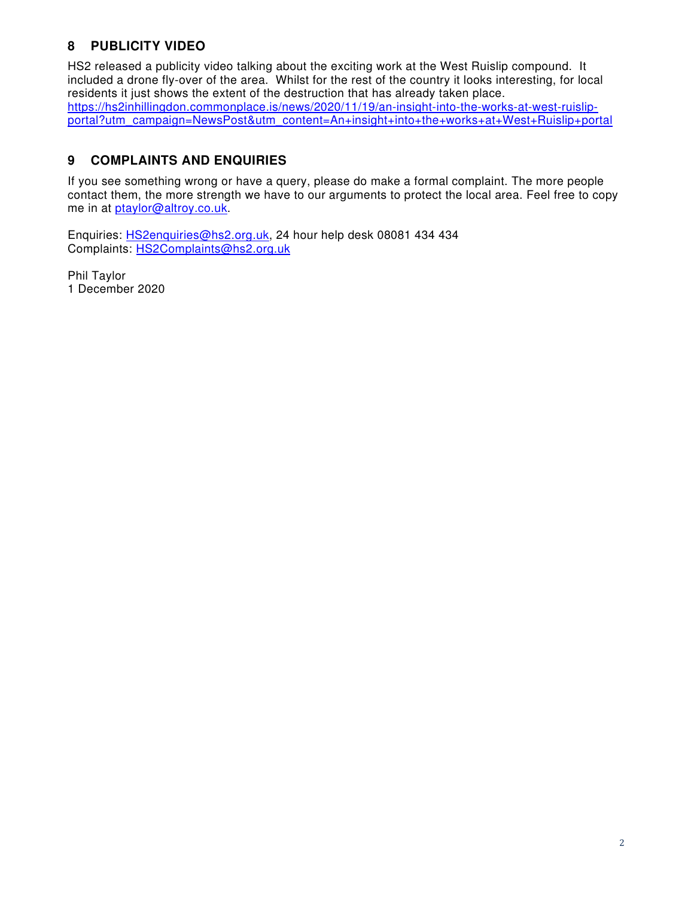## 8 PUBLICITY VIDEO

HS2 released a publicity video talking about the exciting work at the West Ruislip compound. It included a drone fly-over of the area. Whilst for the rest of the country it looks interesting, for local residents it just shows the extent of the destruction that has already taken place.
https://hs2inhillingdon.commonplace.is/news/2020/11/19/an-insight-into-the-works-at-west-ruislip-portal?utm_campaign=NewsPost&utm_content=An+insight+into+the+works+at+West+Ruislip+portal

## 9 COMPLAINTS AND ENQUIRIES

If you see something wrong or have a query, please do make a formal complaint. The more people contact them, the more strength we have to our arguments to protect the local area. Feel free to copy me in at ptaylor@altroy.co.uk.

Enquiries: HS2enquiries@hs2.org.uk, 24 hour help desk 08081 434 434
Complaints: HS2Complaints@hs2.org.uk

Phil Taylor
1 December 2020